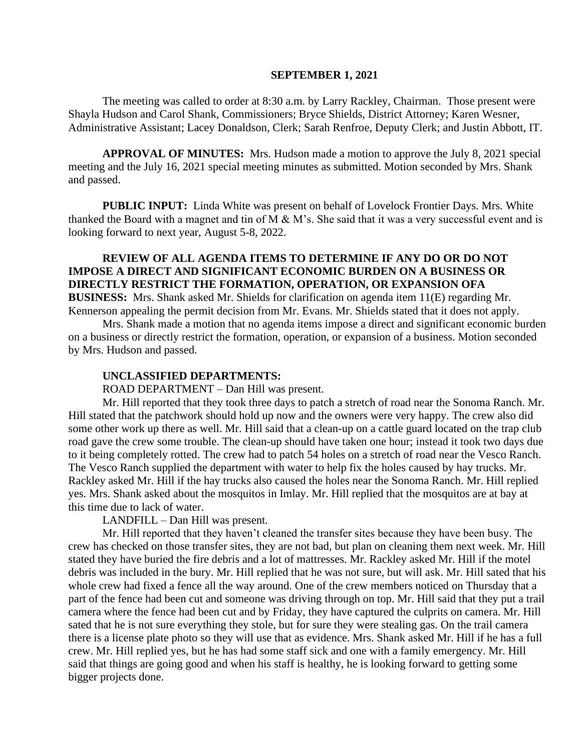**SEPTEMBER 1, 2021**

The meeting was called to order at 8:30 a.m. by Larry Rackley, Chairman. Those present were Shayla Hudson and Carol Shank, Commissioners; Bryce Shields, District Attorney; Karen Wesner, Administrative Assistant; Lacey Donaldson, Clerk; Sarah Renfroe, Deputy Clerk; and Justin Abbott, IT.

**APPROVAL OF MINUTES:** Mrs. Hudson made a motion to approve the July 8, 2021 special meeting and the July 16, 2021 special meeting minutes as submitted. Motion seconded by Mrs. Shank and passed.

**PUBLIC INPUT:** Linda White was present on behalf of Lovelock Frontier Days. Mrs. White thanked the Board with a magnet and tin of M & M's. She said that it was a very successful event and is looking forward to next year, August 5-8, 2022.

**REVIEW OF ALL AGENDA ITEMS TO DETERMINE IF ANY DO OR DO NOT IMPOSE A DIRECT AND SIGNIFICANT ECONOMIC BURDEN ON A BUSINESS OR DIRECTLY RESTRICT THE FORMATION, OPERATION, OR EXPANSION OFA BUSINESS:** Mrs. Shank asked Mr. Shields for clarification on agenda item 11(E) regarding Mr. Kennerson appealing the permit decision from Mr. Evans. Mr. Shields stated that it does not apply.

Mrs. Shank made a motion that no agenda items impose a direct and significant economic burden on a business or directly restrict the formation, operation, or expansion of a business. Motion seconded by Mrs. Hudson and passed.

**UNCLASSIFIED DEPARTMENTS:**

ROAD DEPARTMENT – Dan Hill was present.

Mr. Hill reported that they took three days to patch a stretch of road near the Sonoma Ranch. Mr. Hill stated that the patchwork should hold up now and the owners were very happy. The crew also did some other work up there as well. Mr. Hill said that a clean-up on a cattle guard located on the trap club road gave the crew some trouble. The clean-up should have taken one hour; instead it took two days due to it being completely rotted. The crew had to patch 54 holes on a stretch of road near the Vesco Ranch. The Vesco Ranch supplied the department with water to help fix the holes caused by hay trucks. Mr. Rackley asked Mr. Hill if the hay trucks also caused the holes near the Sonoma Ranch. Mr. Hill replied yes. Mrs. Shank asked about the mosquitos in Imlay. Mr. Hill replied that the mosquitos are at bay at this time due to lack of water.

LANDFILL – Dan Hill was present.

Mr. Hill reported that they haven't cleaned the transfer sites because they have been busy. The crew has checked on those transfer sites, they are not bad, but plan on cleaning them next week. Mr. Hill stated they have buried the fire debris and a lot of mattresses. Mr. Rackley asked Mr. Hill if the motel debris was included in the bury. Mr. Hill replied that he was not sure, but will ask. Mr. Hill sated that his whole crew had fixed a fence all the way around. One of the crew members noticed on Thursday that a part of the fence had been cut and someone was driving through on top. Mr. Hill said that they put a trail camera where the fence had been cut and by Friday, they have captured the culprits on camera. Mr. Hill sated that he is not sure everything they stole, but for sure they were stealing gas. On the trail camera there is a license plate photo so they will use that as evidence. Mrs. Shank asked Mr. Hill if he has a full crew. Mr. Hill replied yes, but he has had some staff sick and one with a family emergency. Mr. Hill said that things are going good and when his staff is healthy, he is looking forward to getting some bigger projects done.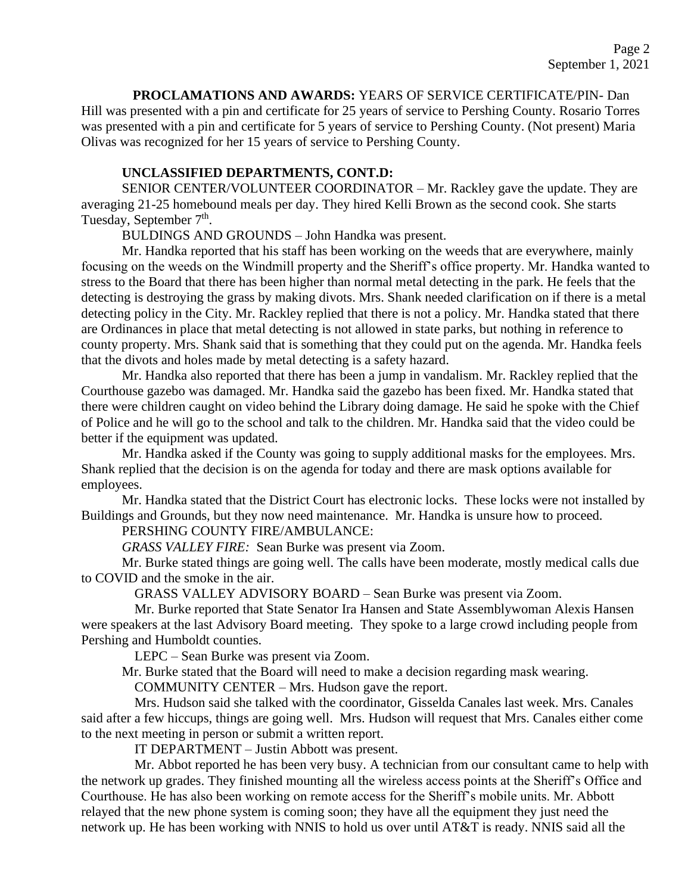**PROCLAMATIONS AND AWARDS:** YEARS OF SERVICE CERTIFICATE/PIN- Dan Hill was presented with a pin and certificate for 25 years of service to Pershing County. Rosario Torres was presented with a pin and certificate for 5 years of service to Pershing County. (Not present) Maria Olivas was recognized for her 15 years of service to Pershing County.

**UNCLASSIFIED DEPARTMENTS, CONT.D:**

SENIOR CENTER/VOLUNTEER COORDINATOR – Mr. Rackley gave the update. They are averaging 21-25 homebound meals per day. They hired Kelli Brown as the second cook. She starts Tuesday, September 7th.

BULDINGS AND GROUNDS – John Handka was present.

Mr. Handka reported that his staff has been working on the weeds that are everywhere, mainly focusing on the weeds on the Windmill property and the Sheriff's office property. Mr. Handka wanted to stress to the Board that there has been higher than normal metal detecting in the park. He feels that the detecting is destroying the grass by making divots. Mrs. Shank needed clarification on if there is a metal detecting policy in the City. Mr. Rackley replied that there is not a policy. Mr. Handka stated that there are Ordinances in place that metal detecting is not allowed in state parks, but nothing in reference to county property. Mrs. Shank said that is something that they could put on the agenda. Mr. Handka feels that the divots and holes made by metal detecting is a safety hazard.

Mr. Handka also reported that there has been a jump in vandalism. Mr. Rackley replied that the Courthouse gazebo was damaged. Mr. Handka said the gazebo has been fixed. Mr. Handka stated that there were children caught on video behind the Library doing damage. He said he spoke with the Chief of Police and he will go to the school and talk to the children. Mr. Handka said that the video could be better if the equipment was updated.

Mr. Handka asked if the County was going to supply additional masks for the employees. Mrs. Shank replied that the decision is on the agenda for today and there are mask options available for employees.

Mr. Handka stated that the District Court has electronic locks. These locks were not installed by Buildings and Grounds, but they now need maintenance. Mr. Handka is unsure how to proceed.

PERSHING COUNTY FIRE/AMBULANCE:

*GRASS VALLEY FIRE:* Sean Burke was present via Zoom.

Mr. Burke stated things are going well. The calls have been moderate, mostly medical calls due to COVID and the smoke in the air.

GRASS VALLEY ADVISORY BOARD – Sean Burke was present via Zoom.

Mr. Burke reported that State Senator Ira Hansen and State Assemblywoman Alexis Hansen were speakers at the last Advisory Board meeting. They spoke to a large crowd including people from Pershing and Humboldt counties.

LEPC – Sean Burke was present via Zoom.

Mr. Burke stated that the Board will need to make a decision regarding mask wearing.

COMMUNITY CENTER – Mrs. Hudson gave the report.

Mrs. Hudson said she talked with the coordinator, Gisselda Canales last week. Mrs. Canales said after a few hiccups, things are going well. Mrs. Hudson will request that Mrs. Canales either come to the next meeting in person or submit a written report.

IT DEPARTMENT – Justin Abbott was present.

Mr. Abbot reported he has been very busy. A technician from our consultant came to help with the network up grades. They finished mounting all the wireless access points at the Sheriff's Office and Courthouse. He has also been working on remote access for the Sheriff's mobile units. Mr. Abbott relayed that the new phone system is coming soon; they have all the equipment they just need the network up. He has been working with NNIS to hold us over until AT&T is ready. NNIS said all the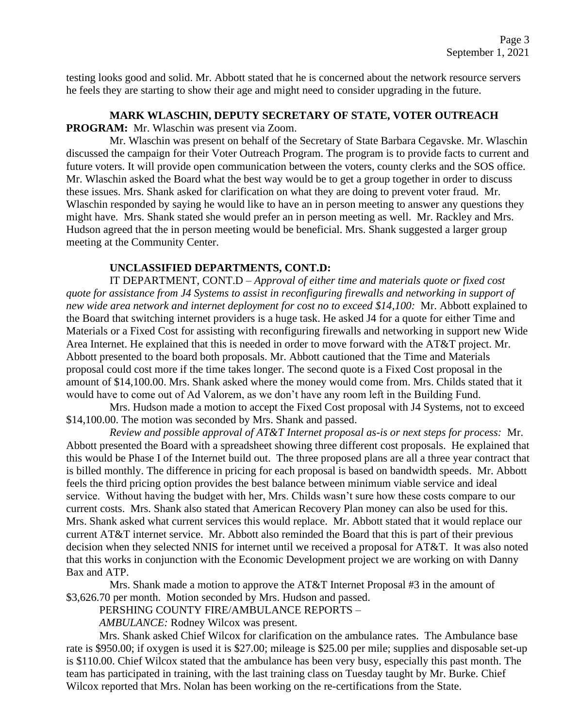testing looks good and solid. Mr. Abbott stated that he is concerned about the network resource servers he feels they are starting to show their age and might need to consider upgrading in the future.

**MARK WLASCHIN, DEPUTY SECRETARY OF STATE, VOTER OUTREACH PROGRAM:** Mr. Wlaschin was present via Zoom.

Mr. Wlaschin was present on behalf of the Secretary of State Barbara Cegavske. Mr. Wlaschin discussed the campaign for their Voter Outreach Program. The program is to provide facts to current and future voters. It will provide open communication between the voters, county clerks and the SOS office. Mr. Wlaschin asked the Board what the best way would be to get a group together in order to discuss these issues. Mrs. Shank asked for clarification on what they are doing to prevent voter fraud. Mr. Wlaschin responded by saying he would like to have an in person meeting to answer any questions they might have. Mrs. Shank stated she would prefer an in person meeting as well. Mr. Rackley and Mrs. Hudson agreed that the in person meeting would be beneficial. Mrs. Shank suggested a larger group meeting at the Community Center.

**UNCLASSIFIED DEPARTMENTS, CONT.D:**

IT DEPARTMENT, CONT.D – *Approval of either time and materials quote or fixed cost quote for assistance from J4 Systems to assist in reconfiguring firewalls and networking in support of new wide area network and internet deployment for cost no to exceed $14,100:* Mr. Abbott explained to the Board that switching internet providers is a huge task. He asked J4 for a quote for either Time and Materials or a Fixed Cost for assisting with reconfiguring firewalls and networking in support new Wide Area Internet. He explained that this is needed in order to move forward with the AT&T project. Mr. Abbott presented to the board both proposals. Mr. Abbott cautioned that the Time and Materials proposal could cost more if the time takes longer. The second quote is a Fixed Cost proposal in the amount of $14,100.00. Mrs. Shank asked where the money would come from. Mrs. Childs stated that it would have to come out of Ad Valorem, as we don't have any room left in the Building Fund.

Mrs. Hudson made a motion to accept the Fixed Cost proposal with J4 Systems, not to exceed $14,100.00. The motion was seconded by Mrs. Shank and passed.

*Review and possible approval of AT&T Internet proposal as-is or next steps for process:* Mr. Abbott presented the Board with a spreadsheet showing three different cost proposals. He explained that this would be Phase I of the Internet build out. The three proposed plans are all a three year contract that is billed monthly. The difference in pricing for each proposal is based on bandwidth speeds. Mr. Abbott feels the third pricing option provides the best balance between minimum viable service and ideal service. Without having the budget with her, Mrs. Childs wasn't sure how these costs compare to our current costs. Mrs. Shank also stated that American Recovery Plan money can also be used for this. Mrs. Shank asked what current services this would replace. Mr. Abbott stated that it would replace our current AT&T internet service. Mr. Abbott also reminded the Board that this is part of their previous decision when they selected NNIS for internet until we received a proposal for AT&T. It was also noted that this works in conjunction with the Economic Development project we are working on with Danny Bax and ATP.

Mrs. Shank made a motion to approve the AT&T Internet Proposal #3 in the amount of $3,626.70 per month. Motion seconded by Mrs. Hudson and passed.

PERSHING COUNTY FIRE/AMBULANCE REPORTS –

*AMBULANCE:* Rodney Wilcox was present.

Mrs. Shank asked Chief Wilcox for clarification on the ambulance rates. The Ambulance base rate is $950.00; if oxygen is used it is $27.00; mileage is $25.00 per mile; supplies and disposable set-up is $110.00. Chief Wilcox stated that the ambulance has been very busy, especially this past month. The team has participated in training, with the last training class on Tuesday taught by Mr. Burke. Chief Wilcox reported that Mrs. Nolan has been working on the re-certifications from the State.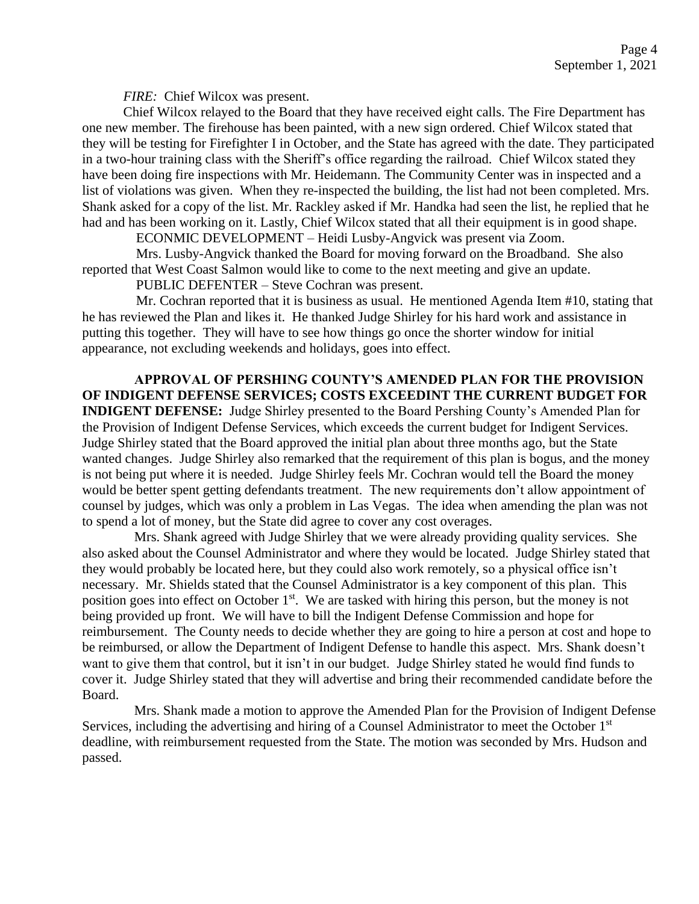*FIRE:* Chief Wilcox was present.

Chief Wilcox relayed to the Board that they have received eight calls. The Fire Department has one new member. The firehouse has been painted, with a new sign ordered. Chief Wilcox stated that they will be testing for Firefighter I in October, and the State has agreed with the date. They participated in a two-hour training class with the Sheriff's office regarding the railroad. Chief Wilcox stated they have been doing fire inspections with Mr. Heidemann. The Community Center was in inspected and a list of violations was given. When they re-inspected the building, the list had not been completed. Mrs. Shank asked for a copy of the list. Mr. Rackley asked if Mr. Handka had seen the list, he replied that he had and has been working on it. Lastly, Chief Wilcox stated that all their equipment is in good shape.

ECONMIC DEVELOPMENT – Heidi Lusby-Angvick was present via Zoom.

Mrs. Lusby-Angvick thanked the Board for moving forward on the Broadband. She also reported that West Coast Salmon would like to come to the next meeting and give an update.

PUBLIC DEFENTER – Steve Cochran was present.

Mr. Cochran reported that it is business as usual. He mentioned Agenda Item #10, stating that he has reviewed the Plan and likes it. He thanked Judge Shirley for his hard work and assistance in putting this together. They will have to see how things go once the shorter window for initial appearance, not excluding weekends and holidays, goes into effect.

**APPROVAL OF PERSHING COUNTY'S AMENDED PLAN FOR THE PROVISION OF INDIGENT DEFENSE SERVICES; COSTS EXCEEDINT THE CURRENT BUDGET FOR INDIGENT DEFENSE:** Judge Shirley presented to the Board Pershing County's Amended Plan for the Provision of Indigent Defense Services, which exceeds the current budget for Indigent Services. Judge Shirley stated that the Board approved the initial plan about three months ago, but the State wanted changes. Judge Shirley also remarked that the requirement of this plan is bogus, and the money is not being put where it is needed. Judge Shirley feels Mr. Cochran would tell the Board the money would be better spent getting defendants treatment. The new requirements don't allow appointment of counsel by judges, which was only a problem in Las Vegas. The idea when amending the plan was not to spend a lot of money, but the State did agree to cover any cost overages.

Mrs. Shank agreed with Judge Shirley that we were already providing quality services. She also asked about the Counsel Administrator and where they would be located. Judge Shirley stated that they would probably be located here, but they could also work remotely, so a physical office isn't necessary. Mr. Shields stated that the Counsel Administrator is a key component of this plan. This position goes into effect on October 1st. We are tasked with hiring this person, but the money is not being provided up front. We will have to bill the Indigent Defense Commission and hope for reimbursement. The County needs to decide whether they are going to hire a person at cost and hope to be reimbursed, or allow the Department of Indigent Defense to handle this aspect. Mrs. Shank doesn't want to give them that control, but it isn't in our budget. Judge Shirley stated he would find funds to cover it. Judge Shirley stated that they will advertise and bring their recommended candidate before the Board.

Mrs. Shank made a motion to approve the Amended Plan for the Provision of Indigent Defense Services, including the advertising and hiring of a Counsel Administrator to meet the October 1st deadline, with reimbursement requested from the State. The motion was seconded by Mrs. Hudson and passed.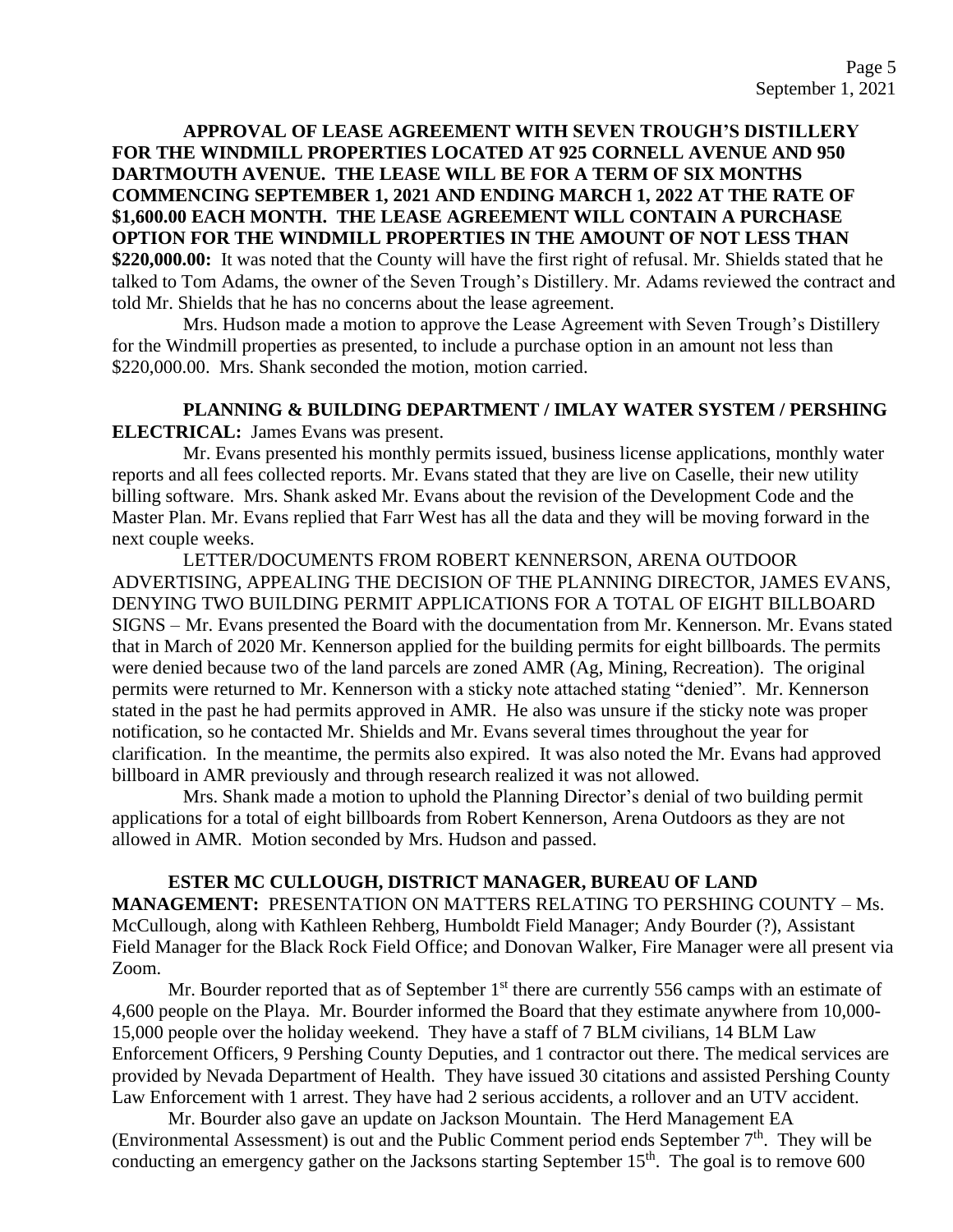**APPROVAL OF LEASE AGREEMENT WITH SEVEN TROUGH'S DISTILLERY FOR THE WINDMILL PROPERTIES LOCATED AT 925 CORNELL AVENUE AND 950 DARTMOUTH AVENUE. THE LEASE WILL BE FOR A TERM OF SIX MONTHS COMMENCING SEPTEMBER 1, 2021 AND ENDING MARCH 1, 2022 AT THE RATE OF $1,600.00 EACH MONTH. THE LEASE AGREEMENT WILL CONTAIN A PURCHASE OPTION FOR THE WINDMILL PROPERTIES IN THE AMOUNT OF NOT LESS THAN $220,000.00:** It was noted that the County will have the first right of refusal. Mr. Shields stated that he talked to Tom Adams, the owner of the Seven Trough's Distillery. Mr. Adams reviewed the contract and told Mr. Shields that he has no concerns about the lease agreement.

Mrs. Hudson made a motion to approve the Lease Agreement with Seven Trough's Distillery for the Windmill properties as presented, to include a purchase option in an amount not less than $220,000.00. Mrs. Shank seconded the motion, motion carried.

**PLANNING & BUILDING DEPARTMENT / IMLAY WATER SYSTEM / PERSHING ELECTRICAL:** James Evans was present.

Mr. Evans presented his monthly permits issued, business license applications, monthly water reports and all fees collected reports. Mr. Evans stated that they are live on Caselle, their new utility billing software. Mrs. Shank asked Mr. Evans about the revision of the Development Code and the Master Plan. Mr. Evans replied that Farr West has all the data and they will be moving forward in the next couple weeks.

LETTER/DOCUMENTS FROM ROBERT KENNERSON, ARENA OUTDOOR ADVERTISING, APPEALING THE DECISION OF THE PLANNING DIRECTOR, JAMES EVANS, DENYING TWO BUILDING PERMIT APPLICATIONS FOR A TOTAL OF EIGHT BILLBOARD SIGNS – Mr. Evans presented the Board with the documentation from Mr. Kennerson. Mr. Evans stated that in March of 2020 Mr. Kennerson applied for the building permits for eight billboards. The permits were denied because two of the land parcels are zoned AMR (Ag, Mining, Recreation). The original permits were returned to Mr. Kennerson with a sticky note attached stating "denied". Mr. Kennerson stated in the past he had permits approved in AMR. He also was unsure if the sticky note was proper notification, so he contacted Mr. Shields and Mr. Evans several times throughout the year for clarification. In the meantime, the permits also expired. It was also noted the Mr. Evans had approved billboard in AMR previously and through research realized it was not allowed.

Mrs. Shank made a motion to uphold the Planning Director's denial of two building permit applications for a total of eight billboards from Robert Kennerson, Arena Outdoors as they are not allowed in AMR. Motion seconded by Mrs. Hudson and passed.

**ESTER MC CULLOUGH, DISTRICT MANAGER, BUREAU OF LAND MANAGEMENT:** PRESENTATION ON MATTERS RELATING TO PERSHING COUNTY – Ms. McCullough, along with Kathleen Rehberg, Humboldt Field Manager; Andy Bourder (?), Assistant Field Manager for the Black Rock Field Office; and Donovan Walker, Fire Manager were all present via Zoom.

Mr. Bourder reported that as of September 1st there are currently 556 camps with an estimate of 4,600 people on the Playa. Mr. Bourder informed the Board that they estimate anywhere from 10,000-15,000 people over the holiday weekend. They have a staff of 7 BLM civilians, 14 BLM Law Enforcement Officers, 9 Pershing County Deputies, and 1 contractor out there. The medical services are provided by Nevada Department of Health. They have issued 30 citations and assisted Pershing County Law Enforcement with 1 arrest. They have had 2 serious accidents, a rollover and an UTV accident.

Mr. Bourder also gave an update on Jackson Mountain. The Herd Management EA (Environmental Assessment) is out and the Public Comment period ends September 7th. They will be conducting an emergency gather on the Jacksons starting September 15th. The goal is to remove 600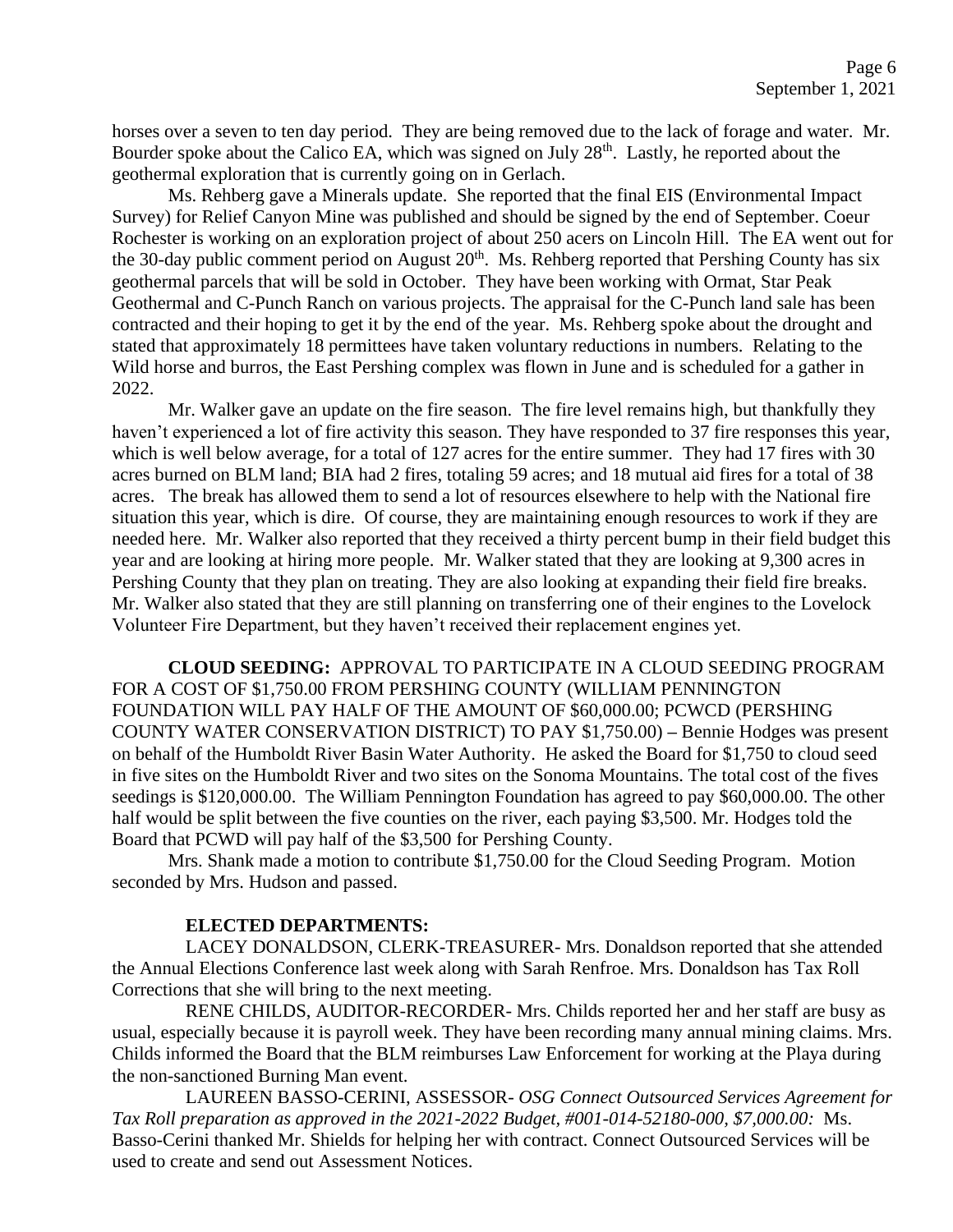horses over a seven to ten day period. They are being removed due to the lack of forage and water. Mr. Bourder spoke about the Calico EA, which was signed on July 28th. Lastly, he reported about the geothermal exploration that is currently going on in Gerlach.

Ms. Rehberg gave a Minerals update. She reported that the final EIS (Environmental Impact Survey) for Relief Canyon Mine was published and should be signed by the end of September. Coeur Rochester is working on an exploration project of about 250 acers on Lincoln Hill. The EA went out for the 30-day public comment period on August 20th. Ms. Rehberg reported that Pershing County has six geothermal parcels that will be sold in October. They have been working with Ormat, Star Peak Geothermal and C-Punch Ranch on various projects. The appraisal for the C-Punch land sale has been contracted and their hoping to get it by the end of the year. Ms. Rehberg spoke about the drought and stated that approximately 18 permittees have taken voluntary reductions in numbers. Relating to the Wild horse and burros, the East Pershing complex was flown in June and is scheduled for a gather in 2022.

Mr. Walker gave an update on the fire season. The fire level remains high, but thankfully they haven't experienced a lot of fire activity this season. They have responded to 37 fire responses this year, which is well below average, for a total of 127 acres for the entire summer. They had 17 fires with 30 acres burned on BLM land; BIA had 2 fires, totaling 59 acres; and 18 mutual aid fires for a total of 38 acres. The break has allowed them to send a lot of resources elsewhere to help with the National fire situation this year, which is dire. Of course, they are maintaining enough resources to work if they are needed here. Mr. Walker also reported that they received a thirty percent bump in their field budget this year and are looking at hiring more people. Mr. Walker stated that they are looking at 9,300 acres in Pershing County that they plan on treating. They are also looking at expanding their field fire breaks. Mr. Walker also stated that they are still planning on transferring one of their engines to the Lovelock Volunteer Fire Department, but they haven't received their replacement engines yet.

**CLOUD SEEDING:** APPROVAL TO PARTICIPATE IN A CLOUD SEEDING PROGRAM FOR A COST OF $1,750.00 FROM PERSHING COUNTY (WILLIAM PENNINGTON FOUNDATION WILL PAY HALF OF THE AMOUNT OF $60,000.00; PCWCD (PERSHING COUNTY WATER CONSERVATION DISTRICT) TO PAY $1,750.00) **–** Bennie Hodges was present on behalf of the Humboldt River Basin Water Authority. He asked the Board for $1,750 to cloud seed in five sites on the Humboldt River and two sites on the Sonoma Mountains. The total cost of the fives seedings is $120,000.00. The William Pennington Foundation has agreed to pay $60,000.00. The other half would be split between the five counties on the river, each paying $3,500. Mr. Hodges told the Board that PCWD will pay half of the $3,500 for Pershing County.

Mrs. Shank made a motion to contribute $1,750.00 for the Cloud Seeding Program. Motion seconded by Mrs. Hudson and passed.

**ELECTED DEPARTMENTS:**

LACEY DONALDSON, CLERK-TREASURER- Mrs. Donaldson reported that she attended the Annual Elections Conference last week along with Sarah Renfroe. Mrs. Donaldson has Tax Roll Corrections that she will bring to the next meeting.

RENE CHILDS, AUDITOR-RECORDER- Mrs. Childs reported her and her staff are busy as usual, especially because it is payroll week. They have been recording many annual mining claims. Mrs. Childs informed the Board that the BLM reimburses Law Enforcement for working at the Playa during the non-sanctioned Burning Man event.

LAUREEN BASSO-CERINI, ASSESSOR- *OSG Connect Outsourced Services Agreement for Tax Roll preparation as approved in the 2021-2022 Budget, #001-014-52180-000, $7,000.00:* Ms. Basso-Cerini thanked Mr. Shields for helping her with contract. Connect Outsourced Services will be used to create and send out Assessment Notices.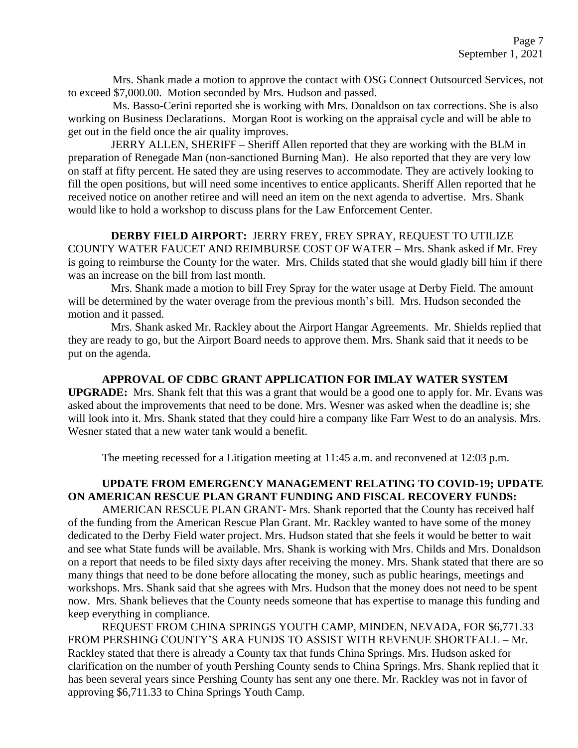Mrs. Shank made a motion to approve the contact with OSG Connect Outsourced Services, not to exceed $7,000.00. Motion seconded by Mrs. Hudson and passed.

Ms. Basso-Cerini reported she is working with Mrs. Donaldson on tax corrections. She is also working on Business Declarations. Morgan Root is working on the appraisal cycle and will be able to get out in the field once the air quality improves.

JERRY ALLEN, SHERIFF – Sheriff Allen reported that they are working with the BLM in preparation of Renegade Man (non-sanctioned Burning Man). He also reported that they are very low on staff at fifty percent. He sated they are using reserves to accommodate. They are actively looking to fill the open positions, but will need some incentives to entice applicants. Sheriff Allen reported that he received notice on another retiree and will need an item on the next agenda to advertise. Mrs. Shank would like to hold a workshop to discuss plans for the Law Enforcement Center.

**DERBY FIELD AIRPORT:** JERRY FREY, FREY SPRAY, REQUEST TO UTILIZE COUNTY WATER FAUCET AND REIMBURSE COST OF WATER – Mrs. Shank asked if Mr. Frey is going to reimburse the County for the water. Mrs. Childs stated that she would gladly bill him if there was an increase on the bill from last month.

Mrs. Shank made a motion to bill Frey Spray for the water usage at Derby Field. The amount will be determined by the water overage from the previous month's bill. Mrs. Hudson seconded the motion and it passed.

Mrs. Shank asked Mr. Rackley about the Airport Hangar Agreements. Mr. Shields replied that they are ready to go, but the Airport Board needs to approve them. Mrs. Shank said that it needs to be put on the agenda.

**APPROVAL OF CDBC GRANT APPLICATION FOR IMLAY WATER SYSTEM UPGRADE:** Mrs. Shank felt that this was a grant that would be a good one to apply for. Mr. Evans was asked about the improvements that need to be done. Mrs. Wesner was asked when the deadline is; she will look into it. Mrs. Shank stated that they could hire a company like Farr West to do an analysis. Mrs. Wesner stated that a new water tank would a benefit.

The meeting recessed for a Litigation meeting at 11:45 a.m. and reconvened at 12:03 p.m.

**UPDATE FROM EMERGENCY MANAGEMENT RELATING TO COVID-19; UPDATE ON AMERICAN RESCUE PLAN GRANT FUNDING AND FISCAL RECOVERY FUNDS:**

AMERICAN RESCUE PLAN GRANT- Mrs. Shank reported that the County has received half of the funding from the American Rescue Plan Grant. Mr. Rackley wanted to have some of the money dedicated to the Derby Field water project. Mrs. Hudson stated that she feels it would be better to wait and see what State funds will be available. Mrs. Shank is working with Mrs. Childs and Mrs. Donaldson on a report that needs to be filed sixty days after receiving the money. Mrs. Shank stated that there are so many things that need to be done before allocating the money, such as public hearings, meetings and workshops. Mrs. Shank said that she agrees with Mrs. Hudson that the money does not need to be spent now. Mrs. Shank believes that the County needs someone that has expertise to manage this funding and keep everything in compliance.

REQUEST FROM CHINA SPRINGS YOUTH CAMP, MINDEN, NEVADA, FOR $6,771.33 FROM PERSHING COUNTY'S ARA FUNDS TO ASSIST WITH REVENUE SHORTFALL – Mr. Rackley stated that there is already a County tax that funds China Springs. Mrs. Hudson asked for clarification on the number of youth Pershing County sends to China Springs. Mrs. Shank replied that it has been several years since Pershing County has sent any one there. Mr. Rackley was not in favor of approving $6,711.33 to China Springs Youth Camp.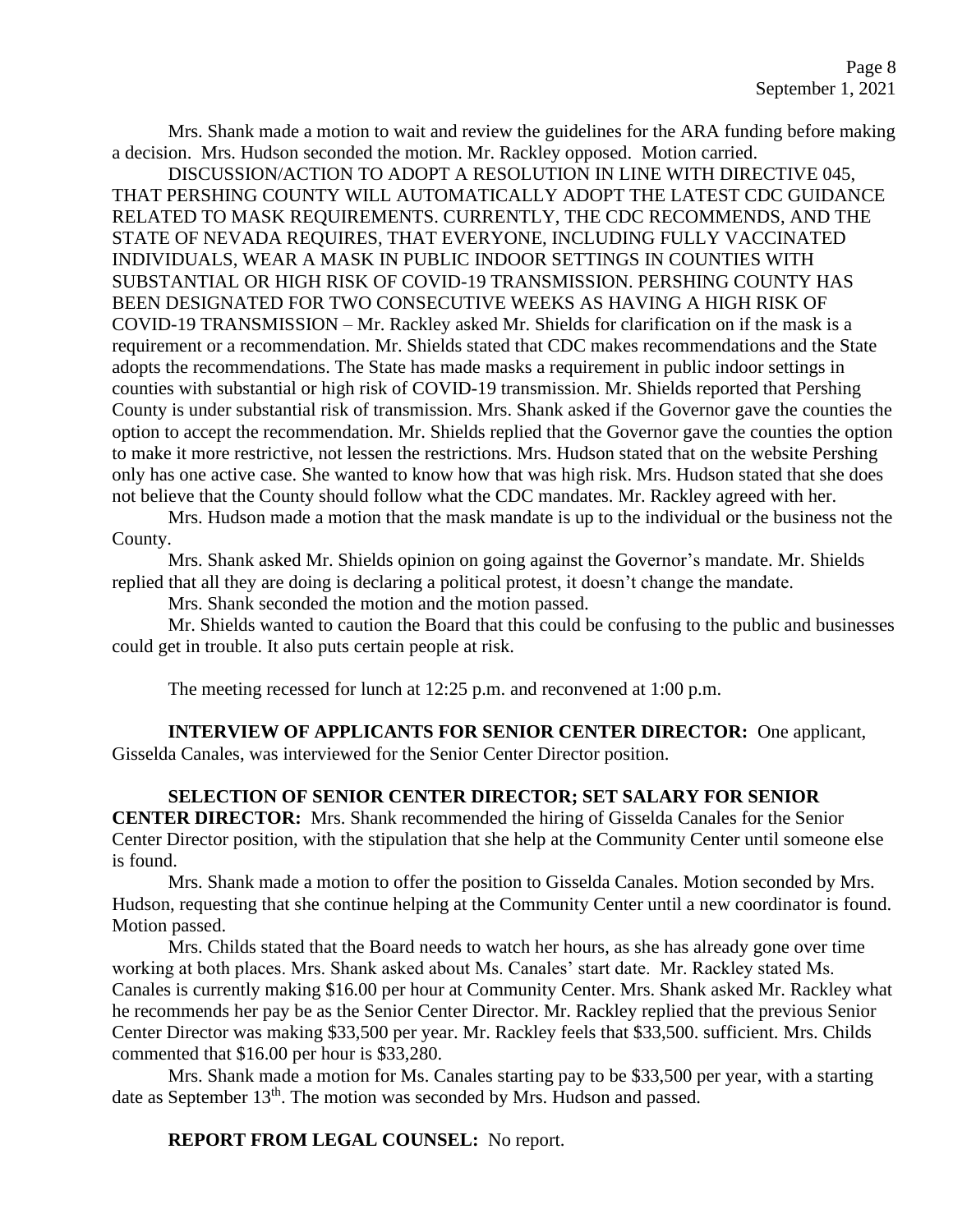Mrs. Shank made a motion to wait and review the guidelines for the ARA funding before making a decision. Mrs. Hudson seconded the motion. Mr. Rackley opposed. Motion carried.

DISCUSSION/ACTION TO ADOPT A RESOLUTION IN LINE WITH DIRECTIVE 045, THAT PERSHING COUNTY WILL AUTOMATICALLY ADOPT THE LATEST CDC GUIDANCE RELATED TO MASK REQUIREMENTS. CURRENTLY, THE CDC RECOMMENDS, AND THE STATE OF NEVADA REQUIRES, THAT EVERYONE, INCLUDING FULLY VACCINATED INDIVIDUALS, WEAR A MASK IN PUBLIC INDOOR SETTINGS IN COUNTIES WITH SUBSTANTIAL OR HIGH RISK OF COVID-19 TRANSMISSION. PERSHING COUNTY HAS BEEN DESIGNATED FOR TWO CONSECUTIVE WEEKS AS HAVING A HIGH RISK OF COVID-19 TRANSMISSION – Mr. Rackley asked Mr. Shields for clarification on if the mask is a requirement or a recommendation. Mr. Shields stated that CDC makes recommendations and the State adopts the recommendations. The State has made masks a requirement in public indoor settings in counties with substantial or high risk of COVID-19 transmission. Mr. Shields reported that Pershing County is under substantial risk of transmission. Mrs. Shank asked if the Governor gave the counties the option to accept the recommendation. Mr. Shields replied that the Governor gave the counties the option to make it more restrictive, not lessen the restrictions. Mrs. Hudson stated that on the website Pershing only has one active case. She wanted to know how that was high risk. Mrs. Hudson stated that she does not believe that the County should follow what the CDC mandates. Mr. Rackley agreed with her.

Mrs. Hudson made a motion that the mask mandate is up to the individual or the business not the County.

Mrs. Shank asked Mr. Shields opinion on going against the Governor's mandate. Mr. Shields replied that all they are doing is declaring a political protest, it doesn't change the mandate.

Mrs. Shank seconded the motion and the motion passed.

Mr. Shields wanted to caution the Board that this could be confusing to the public and businesses could get in trouble. It also puts certain people at risk.

The meeting recessed for lunch at 12:25 p.m. and reconvened at 1:00 p.m.

**INTERVIEW OF APPLICANTS FOR SENIOR CENTER DIRECTOR:** One applicant, Gisselda Canales, was interviewed for the Senior Center Director position.

**SELECTION OF SENIOR CENTER DIRECTOR; SET SALARY FOR SENIOR CENTER DIRECTOR:** Mrs. Shank recommended the hiring of Gisselda Canales for the Senior Center Director position, with the stipulation that she help at the Community Center until someone else is found.

Mrs. Shank made a motion to offer the position to Gisselda Canales. Motion seconded by Mrs. Hudson, requesting that she continue helping at the Community Center until a new coordinator is found. Motion passed.

Mrs. Childs stated that the Board needs to watch her hours, as she has already gone over time working at both places. Mrs. Shank asked about Ms. Canales' start date. Mr. Rackley stated Ms. Canales is currently making $16.00 per hour at Community Center. Mrs. Shank asked Mr. Rackley what he recommends her pay be as the Senior Center Director. Mr. Rackley replied that the previous Senior Center Director was making $33,500 per year. Mr. Rackley feels that $33,500. sufficient. Mrs. Childs commented that $16.00 per hour is $33,280.

Mrs. Shank made a motion for Ms. Canales starting pay to be $33,500 per year, with a starting date as September 13th. The motion was seconded by Mrs. Hudson and passed.

**REPORT FROM LEGAL COUNSEL:** No report.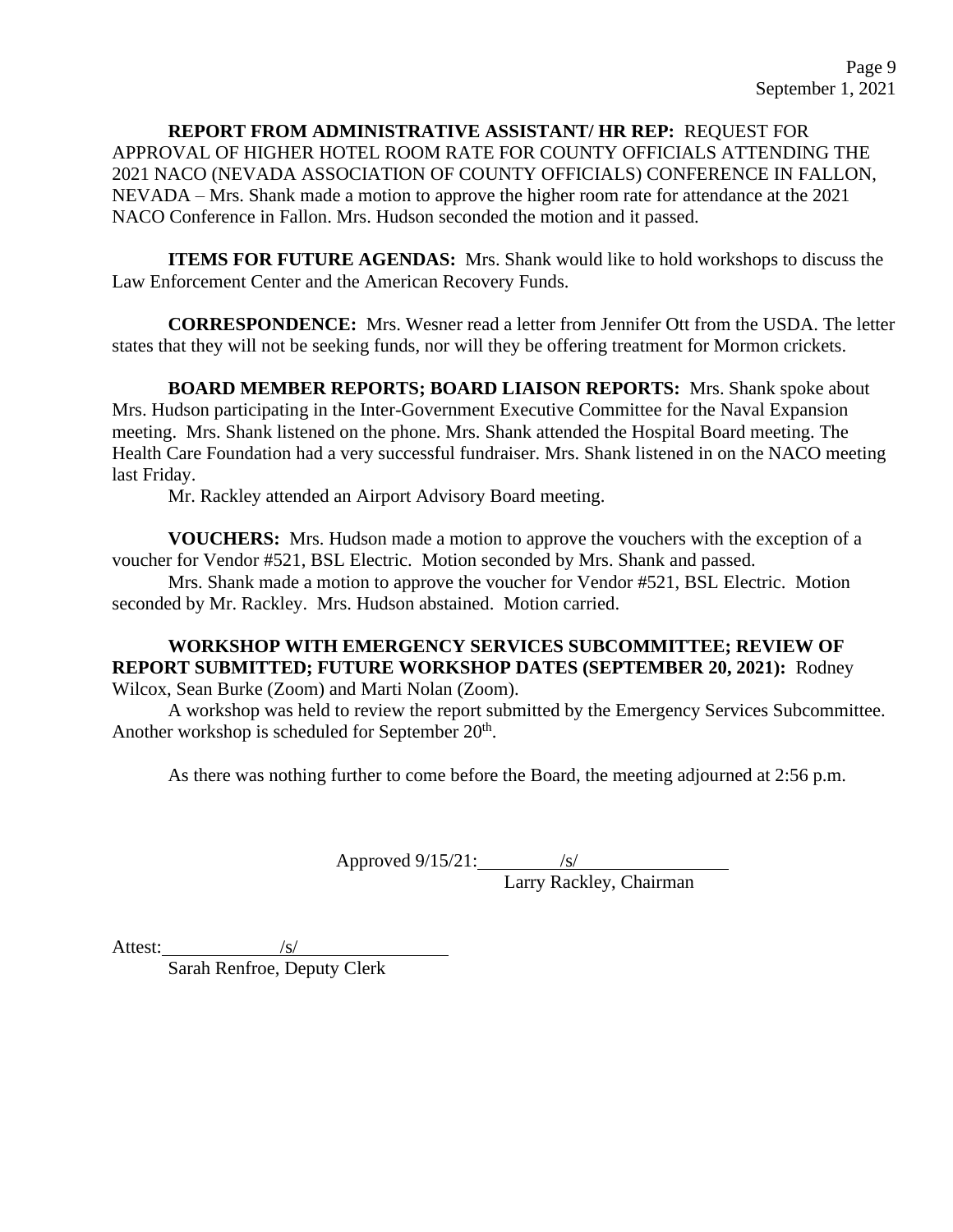**REPORT FROM ADMINISTRATIVE ASSISTANT/ HR REP:** REQUEST FOR APPROVAL OF HIGHER HOTEL ROOM RATE FOR COUNTY OFFICIALS ATTENDING THE 2021 NACO (NEVADA ASSOCIATION OF COUNTY OFFICIALS) CONFERENCE IN FALLON, NEVADA – Mrs. Shank made a motion to approve the higher room rate for attendance at the 2021 NACO Conference in Fallon. Mrs. Hudson seconded the motion and it passed.

**ITEMS FOR FUTURE AGENDAS:** Mrs. Shank would like to hold workshops to discuss the Law Enforcement Center and the American Recovery Funds.

**CORRESPONDENCE:** Mrs. Wesner read a letter from Jennifer Ott from the USDA. The letter states that they will not be seeking funds, nor will they be offering treatment for Mormon crickets.

**BOARD MEMBER REPORTS; BOARD LIAISON REPORTS:** Mrs. Shank spoke about Mrs. Hudson participating in the Inter-Government Executive Committee for the Naval Expansion meeting. Mrs. Shank listened on the phone. Mrs. Shank attended the Hospital Board meeting. The Health Care Foundation had a very successful fundraiser. Mrs. Shank listened in on the NACO meeting last Friday.

Mr. Rackley attended an Airport Advisory Board meeting.

**VOUCHERS:** Mrs. Hudson made a motion to approve the vouchers with the exception of a voucher for Vendor #521, BSL Electric. Motion seconded by Mrs. Shank and passed.

Mrs. Shank made a motion to approve the voucher for Vendor #521, BSL Electric. Motion seconded by Mr. Rackley. Mrs. Hudson abstained. Motion carried.

**WORKSHOP WITH EMERGENCY SERVICES SUBCOMMITTEE; REVIEW OF REPORT SUBMITTED; FUTURE WORKSHOP DATES (SEPTEMBER 20, 2021):** Rodney Wilcox, Sean Burke (Zoom) and Marti Nolan (Zoom).

A workshop was held to review the report submitted by the Emergency Services Subcommittee. Another workshop is scheduled for September 20th.

As there was nothing further to come before the Board, the meeting adjourned at 2:56 p.m.

Approved 9/15/21: /s/
Larry Rackley, Chairman

Attest: /s/
Sarah Renfroe, Deputy Clerk